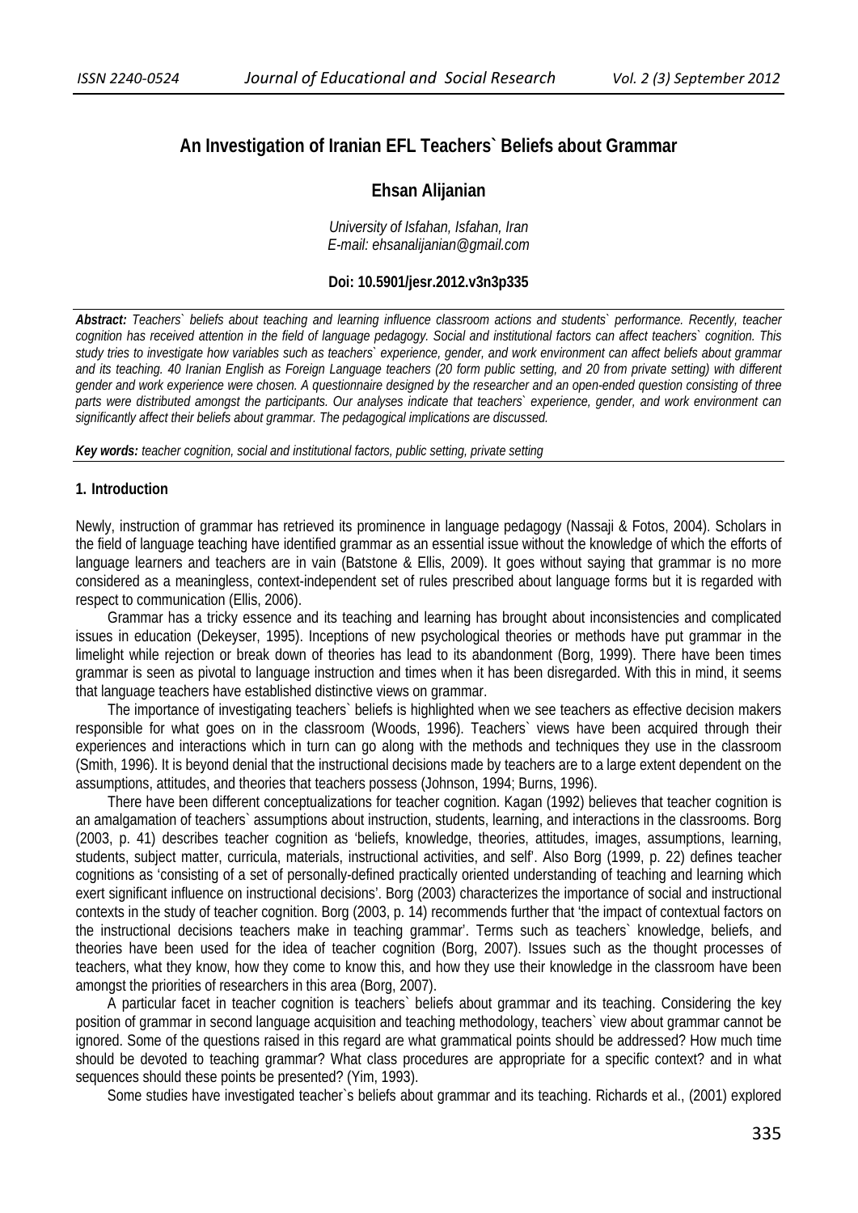# An Investigation of Iranian EFL Teachers` Beliefs about Grammar

## Ehsan Alijanian

*University of Isfahan, Isfahan, Iran*
*E-mail: ehsanalijanian@gmail.com*

**Doi: 10.5901/jesr.2012.v3n3p335**

***Abstract:*** *Teachers` beliefs about teaching and learning influence classroom actions and students` performance. Recently, teacher cognition has received attention in the field of language pedagogy. Social and institutional factors can affect teachers` cognition. This study tries to investigate how variables such as teachers` experience, gender, and work environment can affect beliefs about grammar and its teaching. 40 Iranian English as Foreign Language teachers (20 form public setting, and 20 from private setting) with different gender and work experience were chosen. A questionnaire designed by the researcher and an open-ended question consisting of three parts were distributed amongst the participants. Our analyses indicate that teachers` experience, gender, and work environment can significantly affect their beliefs about grammar. The pedagogical implications are discussed.*

***Key words:*** *teacher cognition, social and institutional factors, public setting, private setting*

## 1. Introduction

Newly, instruction of grammar has retrieved its prominence in language pedagogy (Nassaji & Fotos, 2004). Scholars in the field of language teaching have identified grammar as an essential issue without the knowledge of which the efforts of language learners and teachers are in vain (Batstone & Ellis, 2009). It goes without saying that grammar is no more considered as a meaningless, context-independent set of rules prescribed about language forms but it is regarded with respect to communication (Ellis, 2006).

Grammar has a tricky essence and its teaching and learning has brought about inconsistencies and complicated issues in education (Dekeyser, 1995). Inceptions of new psychological theories or methods have put grammar in the limelight while rejection or break down of theories has lead to its abandonment (Borg, 1999). There have been times grammar is seen as pivotal to language instruction and times when it has been disregarded. With this in mind, it seems that language teachers have established distinctive views on grammar.

The importance of investigating teachers` beliefs is highlighted when we see teachers as effective decision makers responsible for what goes on in the classroom (Woods, 1996). Teachers` views have been acquired through their experiences and interactions which in turn can go along with the methods and techniques they use in the classroom (Smith, 1996). It is beyond denial that the instructional decisions made by teachers are to a large extent dependent on the assumptions, attitudes, and theories that teachers possess (Johnson, 1994; Burns, 1996).

There have been different conceptualizations for teacher cognition. Kagan (1992) believes that teacher cognition is an amalgamation of teachers` assumptions about instruction, students, learning, and interactions in the classrooms. Borg (2003, p. 41) describes teacher cognition as 'beliefs, knowledge, theories, attitudes, images, assumptions, learning, students, subject matter, curricula, materials, instructional activities, and self'. Also Borg (1999, p. 22) defines teacher cognitions as 'consisting of a set of personally-defined practically oriented understanding of teaching and learning which exert significant influence on instructional decisions'. Borg (2003) characterizes the importance of social and instructional contexts in the study of teacher cognition. Borg (2003, p. 14) recommends further that 'the impact of contextual factors on the instructional decisions teachers make in teaching grammar'. Terms such as teachers` knowledge, beliefs, and theories have been used for the idea of teacher cognition (Borg, 2007). Issues such as the thought processes of teachers, what they know, how they come to know this, and how they use their knowledge in the classroom have been amongst the priorities of researchers in this area (Borg, 2007).

A particular facet in teacher cognition is teachers` beliefs about grammar and its teaching. Considering the key position of grammar in second language acquisition and teaching methodology, teachers` view about grammar cannot be ignored. Some of the questions raised in this regard are what grammatical points should be addressed? How much time should be devoted to teaching grammar? What class procedures are appropriate for a specific context? and in what sequences should these points be presented? (Yim, 1993).

Some studies have investigated teacher`s beliefs about grammar and its teaching. Richards et al., (2001) explored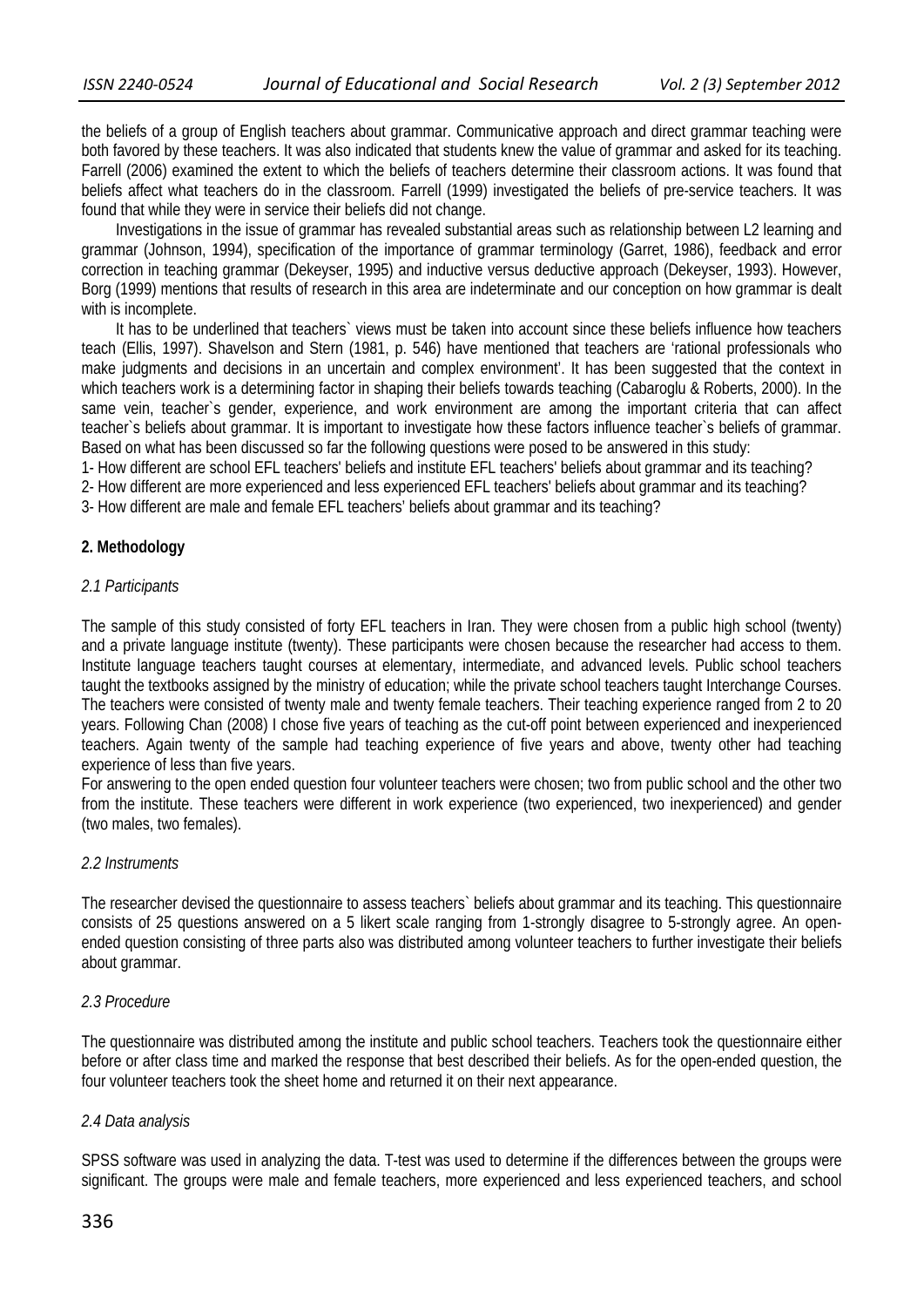the beliefs of a group of English teachers about grammar. Communicative approach and direct grammar teaching were both favored by these teachers. It was also indicated that students knew the value of grammar and asked for its teaching. Farrell (2006) examined the extent to which the beliefs of teachers determine their classroom actions. It was found that beliefs affect what teachers do in the classroom. Farrell (1999) investigated the beliefs of pre-service teachers. It was found that while they were in service their beliefs did not change.

Investigations in the issue of grammar has revealed substantial areas such as relationship between L2 learning and grammar (Johnson, 1994), specification of the importance of grammar terminology (Garret, 1986), feedback and error correction in teaching grammar (Dekeyser, 1995) and inductive versus deductive approach (Dekeyser, 1993). However, Borg (1999) mentions that results of research in this area are indeterminate and our conception on how grammar is dealt with is incomplete.

It has to be underlined that teachers` views must be taken into account since these beliefs influence how teachers teach (Ellis, 1997). Shavelson and Stern (1981, p. 546) have mentioned that teachers are 'rational professionals who make judgments and decisions in an uncertain and complex environment'. It has been suggested that the context in which teachers work is a determining factor in shaping their beliefs towards teaching (Cabaroglu & Roberts, 2000). In the same vein, teacher`s gender, experience, and work environment are among the important criteria that can affect teacher`s beliefs about grammar. It is important to investigate how these factors influence teacher`s beliefs of grammar. Based on what has been discussed so far the following questions were posed to be answered in this study:

1- How different are school EFL teachers' beliefs and institute EFL teachers' beliefs about grammar and its teaching?
2- How different are more experienced and less experienced EFL teachers' beliefs about grammar and its teaching?
3- How different are male and female EFL teachers' beliefs about grammar and its teaching?

## 2. Methodology

### *2.1 Participants*

The sample of this study consisted of forty EFL teachers in Iran. They were chosen from a public high school (twenty) and a private language institute (twenty). These participants were chosen because the researcher had access to them. Institute language teachers taught courses at elementary, intermediate, and advanced levels. Public school teachers taught the textbooks assigned by the ministry of education; while the private school teachers taught Interchange Courses. The teachers were consisted of twenty male and twenty female teachers. Their teaching experience ranged from 2 to 20 years. Following Chan (2008) I chose five years of teaching as the cut-off point between experienced and inexperienced teachers. Again twenty of the sample had teaching experience of five years and above, twenty other had teaching experience of less than five years.

For answering to the open ended question four volunteer teachers were chosen; two from public school and the other two from the institute. These teachers were different in work experience (two experienced, two inexperienced) and gender (two males, two females).

### *2.2 Instruments*

The researcher devised the questionnaire to assess teachers` beliefs about grammar and its teaching. This questionnaire consists of 25 questions answered on a 5 likert scale ranging from 1-strongly disagree to 5-strongly agree. An open-ended question consisting of three parts also was distributed among volunteer teachers to further investigate their beliefs about grammar.

### *2.3 Procedure*

The questionnaire was distributed among the institute and public school teachers. Teachers took the questionnaire either before or after class time and marked the response that best described their beliefs. As for the open-ended question, the four volunteer teachers took the sheet home and returned it on their next appearance.

### *2.4 Data analysis*

SPSS software was used in analyzing the data. T-test was used to determine if the differences between the groups were significant. The groups were male and female teachers, more experienced and less experienced teachers, and school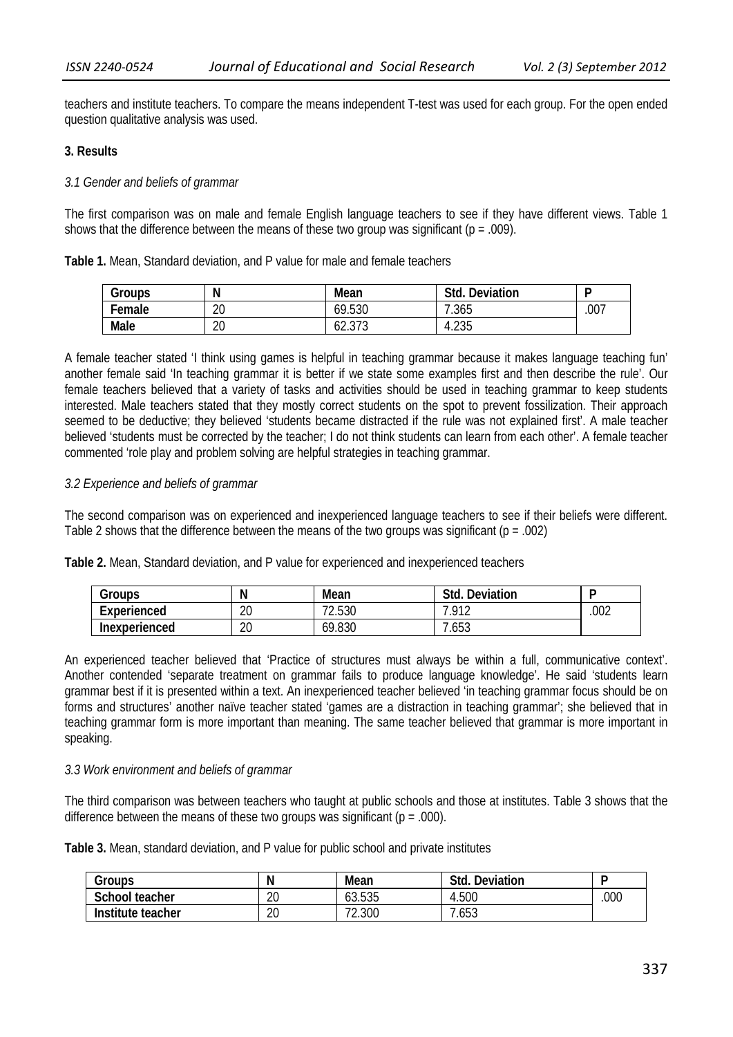teachers and institute teachers. To compare the means independent T-test was used for each group. For the open ended question qualitative analysis was used.

### 3. Results

*3.1 Gender and beliefs of grammar*

The first comparison was on male and female English language teachers to see if they have different views. Table 1 shows that the difference between the means of these two group was significant (p = .009).

**Table 1.** Mean, Standard deviation, and P value for male and female teachers

| Groups | N | Mean | Std. Deviation | P |
|---|---|---|---|---|
| **Female** | 20 | 69.530 | 7.365 | .007 |
| **Male** | 20 | 62.373 | 4.235 | |

A female teacher stated 'I think using games is helpful in teaching grammar because it makes language teaching fun' another female said 'In teaching grammar it is better if we state some examples first and then describe the rule'. Our female teachers believed that a variety of tasks and activities should be used in teaching grammar to keep students interested. Male teachers stated that they mostly correct students on the spot to prevent fossilization. Their approach seemed to be deductive; they believed 'students became distracted if the rule was not explained first'. A male teacher believed 'students must be corrected by the teacher; I do not think students can learn from each other'. A female teacher commented 'role play and problem solving are helpful strategies in teaching grammar.

*3.2 Experience and beliefs of grammar*

The second comparison was on experienced and inexperienced language teachers to see if their beliefs were different. Table 2 shows that the difference between the means of the two groups was significant (p = .002)

**Table 2.** Mean, Standard deviation, and P value for experienced and inexperienced teachers

| Groups | N | Mean | Std. Deviation | P |
|---|---|---|---|---|
| **Experienced** | 20 | 72.530 | 7.912 | .002 |
| **Inexperienced** | 20 | 69.830 | 7.653 | |

An experienced teacher believed that 'Practice of structures must always be within a full, communicative context'. Another contended 'separate treatment on grammar fails to produce language knowledge'. He said 'students learn grammar best if it is presented within a text. An inexperienced teacher believed 'in teaching grammar focus should be on forms and structures' another naïve teacher stated 'games are a distraction in teaching grammar'; she believed that in teaching grammar form is more important than meaning. The same teacher believed that grammar is more important in speaking.

*3.3 Work environment and beliefs of grammar*

The third comparison was between teachers who taught at public schools and those at institutes. Table 3 shows that the difference between the means of these two groups was significant (p = .000).

**Table 3.** Mean, standard deviation, and P value for public school and private institutes

| Groups | N | Mean | Std. Deviation | P |
|---|---|---|---|---|
| **School teacher** | 20 | 63.535 | 4.500 | .000 |
| **Institute teacher** | 20 | 72.300 | 7.653 | |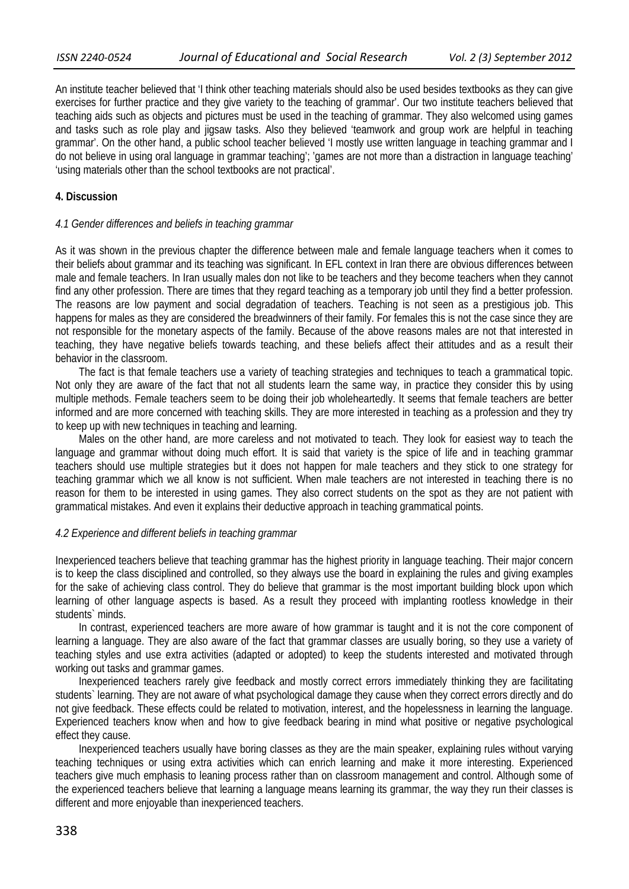An institute teacher believed that 'I think other teaching materials should also be used besides textbooks as they can give exercises for further practice and they give variety to the teaching of grammar'. Our two institute teachers believed that teaching aids such as objects and pictures must be used in the teaching of grammar. They also welcomed using games and tasks such as role play and jigsaw tasks. Also they believed 'teamwork and group work are helpful in teaching grammar'. On the other hand, a public school teacher believed 'I mostly use written language in teaching grammar and I do not believe in using oral language in grammar teaching'; 'games are not more than a distraction in language teaching' 'using materials other than the school textbooks are not practical'.

## 4. Discussion

### *4.1 Gender differences and beliefs in teaching grammar*

As it was shown in the previous chapter the difference between male and female language teachers when it comes to their beliefs about grammar and its teaching was significant. In EFL context in Iran there are obvious differences between male and female teachers. In Iran usually males don not like to be teachers and they become teachers when they cannot find any other profession. There are times that they regard teaching as a temporary job until they find a better profession. The reasons are low payment and social degradation of teachers. Teaching is not seen as a prestigious job. This happens for males as they are considered the breadwinners of their family. For females this is not the case since they are not responsible for the monetary aspects of the family. Because of the above reasons males are not that interested in teaching, they have negative beliefs towards teaching, and these beliefs affect their attitudes and as a result their behavior in the classroom.

The fact is that female teachers use a variety of teaching strategies and techniques to teach a grammatical topic. Not only they are aware of the fact that not all students learn the same way, in practice they consider this by using multiple methods. Female teachers seem to be doing their job wholeheartedly. It seems that female teachers are better informed and are more concerned with teaching skills. They are more interested in teaching as a profession and they try to keep up with new techniques in teaching and learning.

Males on the other hand, are more careless and not motivated to teach. They look for easiest way to teach the language and grammar without doing much effort. It is said that variety is the spice of life and in teaching grammar teachers should use multiple strategies but it does not happen for male teachers and they stick to one strategy for teaching grammar which we all know is not sufficient. When male teachers are not interested in teaching there is no reason for them to be interested in using games. They also correct students on the spot as they are not patient with grammatical mistakes. And even it explains their deductive approach in teaching grammatical points.

### *4.2 Experience and different beliefs in teaching grammar*

Inexperienced teachers believe that teaching grammar has the highest priority in language teaching. Their major concern is to keep the class disciplined and controlled, so they always use the board in explaining the rules and giving examples for the sake of achieving class control. They do believe that grammar is the most important building block upon which learning of other language aspects is based. As a result they proceed with implanting rootless knowledge in their students` minds.

In contrast, experienced teachers are more aware of how grammar is taught and it is not the core component of learning a language. They are also aware of the fact that grammar classes are usually boring, so they use a variety of teaching styles and use extra activities (adapted or adopted) to keep the students interested and motivated through working out tasks and grammar games.

Inexperienced teachers rarely give feedback and mostly correct errors immediately thinking they are facilitating students` learning. They are not aware of what psychological damage they cause when they correct errors directly and do not give feedback. These effects could be related to motivation, interest, and the hopelessness in learning the language. Experienced teachers know when and how to give feedback bearing in mind what positive or negative psychological effect they cause.

Inexperienced teachers usually have boring classes as they are the main speaker, explaining rules without varying teaching techniques or using extra activities which can enrich learning and make it more interesting. Experienced teachers give much emphasis to leaning process rather than on classroom management and control. Although some of the experienced teachers believe that learning a language means learning its grammar, the way they run their classes is different and more enjoyable than inexperienced teachers.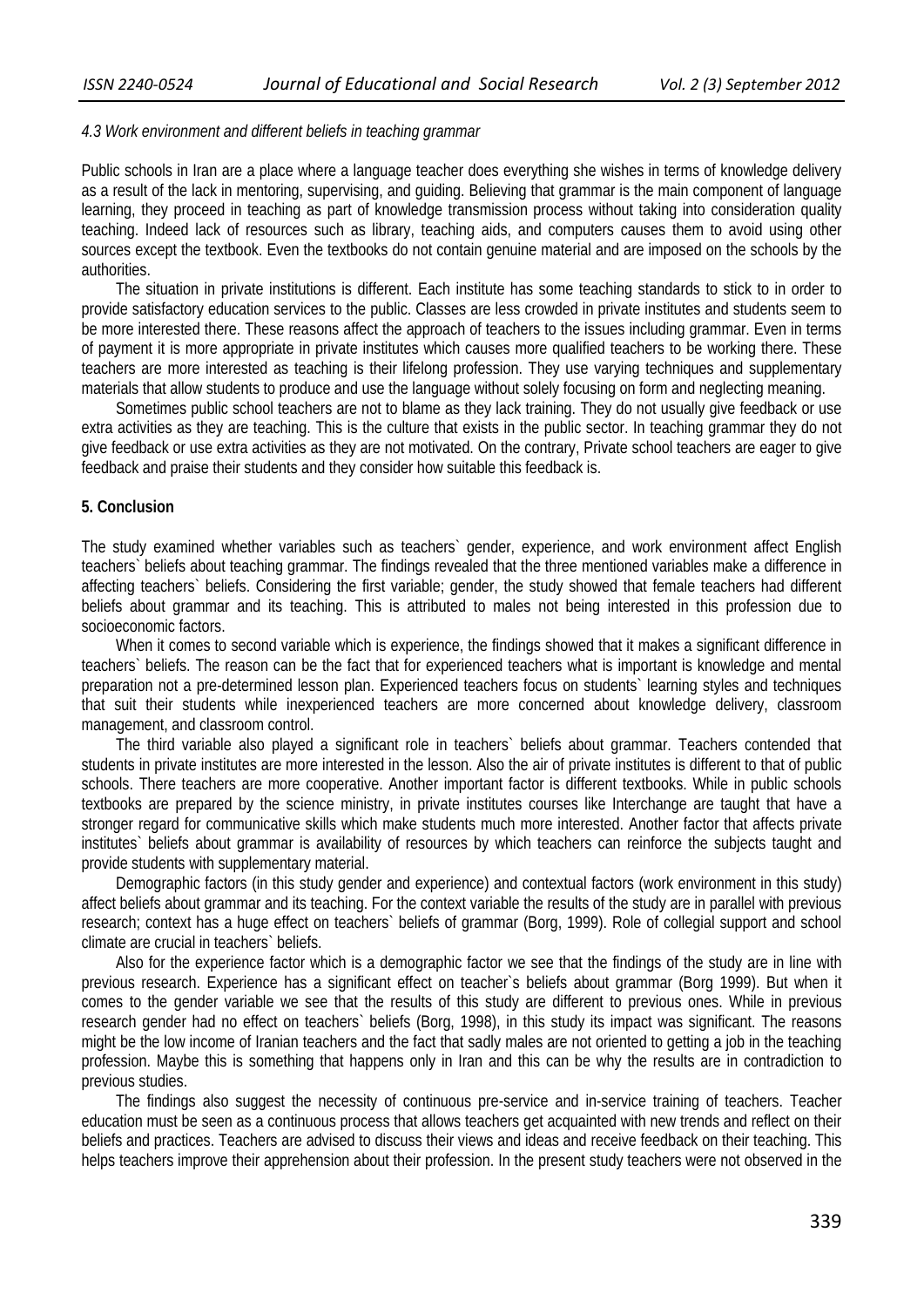*4.3 Work environment and different beliefs in teaching grammar*

Public schools in Iran are a place where a language teacher does everything she wishes in terms of knowledge delivery as a result of the lack in mentoring, supervising, and guiding. Believing that grammar is the main component of language learning, they proceed in teaching as part of knowledge transmission process without taking into consideration quality teaching. Indeed lack of resources such as library, teaching aids, and computers causes them to avoid using other sources except the textbook. Even the textbooks do not contain genuine material and are imposed on the schools by the authorities.

The situation in private institutions is different. Each institute has some teaching standards to stick to in order to provide satisfactory education services to the public. Classes are less crowded in private institutes and students seem to be more interested there. These reasons affect the approach of teachers to the issues including grammar. Even in terms of payment it is more appropriate in private institutes which causes more qualified teachers to be working there. These teachers are more interested as teaching is their lifelong profession. They use varying techniques and supplementary materials that allow students to produce and use the language without solely focusing on form and neglecting meaning.

Sometimes public school teachers are not to blame as they lack training. They do not usually give feedback or use extra activities as they are teaching. This is the culture that exists in the public sector. In teaching grammar they do not give feedback or use extra activities as they are not motivated. On the contrary, Private school teachers are eager to give feedback and praise their students and they consider how suitable this feedback is.

## 5. Conclusion

The study examined whether variables such as teachers` gender, experience, and work environment affect English teachers` beliefs about teaching grammar. The findings revealed that the three mentioned variables make a difference in affecting teachers` beliefs. Considering the first variable; gender, the study showed that female teachers had different beliefs about grammar and its teaching. This is attributed to males not being interested in this profession due to socioeconomic factors.

When it comes to second variable which is experience, the findings showed that it makes a significant difference in teachers` beliefs. The reason can be the fact that for experienced teachers what is important is knowledge and mental preparation not a pre-determined lesson plan. Experienced teachers focus on students` learning styles and techniques that suit their students while inexperienced teachers are more concerned about knowledge delivery, classroom management, and classroom control.

The third variable also played a significant role in teachers` beliefs about grammar. Teachers contended that students in private institutes are more interested in the lesson. Also the air of private institutes is different to that of public schools. There teachers are more cooperative. Another important factor is different textbooks. While in public schools textbooks are prepared by the science ministry, in private institutes courses like Interchange are taught that have a stronger regard for communicative skills which make students much more interested. Another factor that affects private institutes` beliefs about grammar is availability of resources by which teachers can reinforce the subjects taught and provide students with supplementary material.

Demographic factors (in this study gender and experience) and contextual factors (work environment in this study) affect beliefs about grammar and its teaching. For the context variable the results of the study are in parallel with previous research; context has a huge effect on teachers` beliefs of grammar (Borg, 1999). Role of collegial support and school climate are crucial in teachers` beliefs.

Also for the experience factor which is a demographic factor we see that the findings of the study are in line with previous research. Experience has a significant effect on teacher`s beliefs about grammar (Borg 1999). But when it comes to the gender variable we see that the results of this study are different to previous ones. While in previous research gender had no effect on teachers` beliefs (Borg, 1998), in this study its impact was significant. The reasons might be the low income of Iranian teachers and the fact that sadly males are not oriented to getting a job in the teaching profession. Maybe this is something that happens only in Iran and this can be why the results are in contradiction to previous studies.

The findings also suggest the necessity of continuous pre-service and in-service training of teachers. Teacher education must be seen as a continuous process that allows teachers get acquainted with new trends and reflect on their beliefs and practices. Teachers are advised to discuss their views and ideas and receive feedback on their teaching. This helps teachers improve their apprehension about their profession. In the present study teachers were not observed in the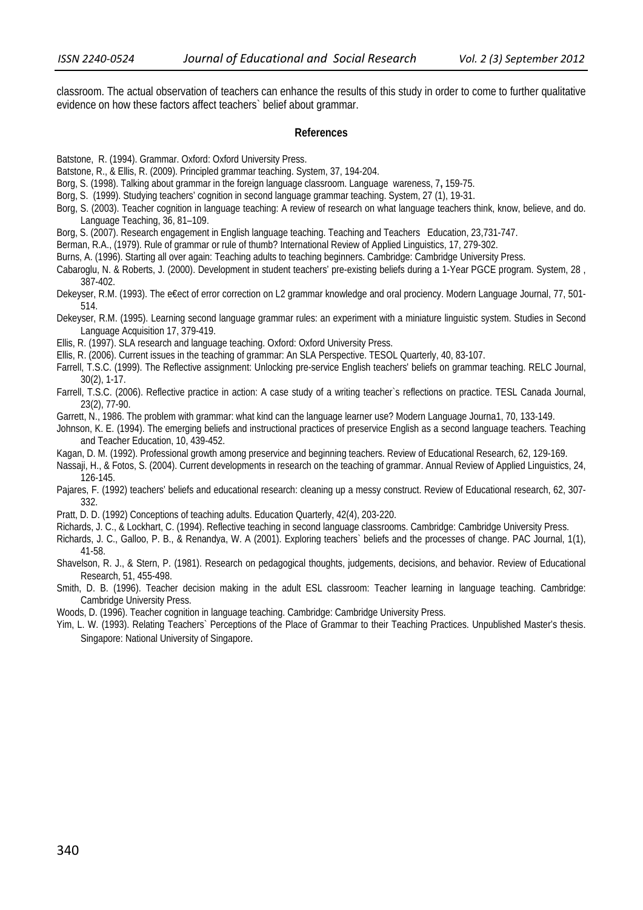classroom. The actual observation of teachers can enhance the results of this study in order to come to further qualitative evidence on how these factors affect teachers` belief about grammar.

## References

Batstone, R. (1994). Grammar. Oxford: Oxford University Press.

Batstone, R., & Ellis, R. (2009). Principled grammar teaching. System, 37, 194-204.

Borg, S. (1998). Talking about grammar in the foreign language classroom. Language wareness, 7, 159-75.

Borg, S. (1999). Studying teachers' cognition in second language grammar teaching. System, 27 (1), 19-31.

Borg, S. (2003). Teacher cognition in language teaching: A review of research on what language teachers think, know, believe, and do. Language Teaching, 36, 81–109.

Borg, S. (2007). Research engagement in English language teaching. Teaching and Teachers Education, 23,731-747.

Berman, R.A., (1979). Rule of grammar or rule of thumb? International Review of Applied Linguistics, 17, 279-302.

Burns, A. (1996). Starting all over again: Teaching adults to teaching beginners. Cambridge: Cambridge University Press.

Cabaroglu, N. & Roberts, J. (2000). Development in student teachers' pre-existing beliefs during a 1-Year PGCE program. System, 28 , 387-402.

Dekeyser, R.M. (1993). The e€ect of error correction on L2 grammar knowledge and oral prociency. Modern Language Journal, 77, 501-514.

Dekeyser, R.M. (1995). Learning second language grammar rules: an experiment with a miniature linguistic system. Studies in Second Language Acquisition 17, 379-419.

Ellis, R. (1997). SLA research and language teaching. Oxford: Oxford University Press.

Ellis, R. (2006). Current issues in the teaching of grammar: An SLA Perspective. TESOL Quarterly, 40, 83-107.

Farrell, T.S.C. (1999). The Reflective assignment: Unlocking pre-service English teachers' beliefs on grammar teaching. RELC Journal, 30(2), 1-17.

Farrell, T.S.C. (2006). Reflective practice in action: A case study of a writing teacher`s reflections on practice. TESL Canada Journal, 23(2), 77-90.

Garrett, N., 1986. The problem with grammar: what kind can the language learner use? Modern Language Journa1, 70, 133-149.

Johnson, K. E. (1994). The emerging beliefs and instructional practices of preservice English as a second language teachers. Teaching and Teacher Education, 10, 439-452.

Kagan, D. M. (1992). Professional growth among preservice and beginning teachers. Review of Educational Research, 62, 129-169.

Nassaji, H., & Fotos, S. (2004). Current developments in research on the teaching of grammar. Annual Review of Applied Linguistics, 24, 126-145.

Pajares, F. (1992) teachers' beliefs and educational research: cleaning up a messy construct. Review of Educational research, 62, 307-332.

Pratt, D. D. (1992) Conceptions of teaching adults. Education Quarterly, 42(4), 203-220.

Richards, J. C., & Lockhart, C. (1994). Reflective teaching in second language classrooms. Cambridge: Cambridge University Press.

Richards, J. C., Galloo, P. B., & Renandya, W. A (2001). Exploring teachers` beliefs and the processes of change. PAC Journal, 1(1), 41-58.

Shavelson, R. J., & Stern, P. (1981). Research on pedagogical thoughts, judgements, decisions, and behavior. Review of Educational Research, 51, 455-498.

Smith, D. B. (1996). Teacher decision making in the adult ESL classroom: Teacher learning in language teaching. Cambridge: Cambridge University Press.

Woods, D. (1996). Teacher cognition in language teaching. Cambridge: Cambridge University Press.

Yim, L. W. (1993). Relating Teachers` Perceptions of the Place of Grammar to their Teaching Practices. Unpublished Master's thesis. Singapore: National University of Singapore.